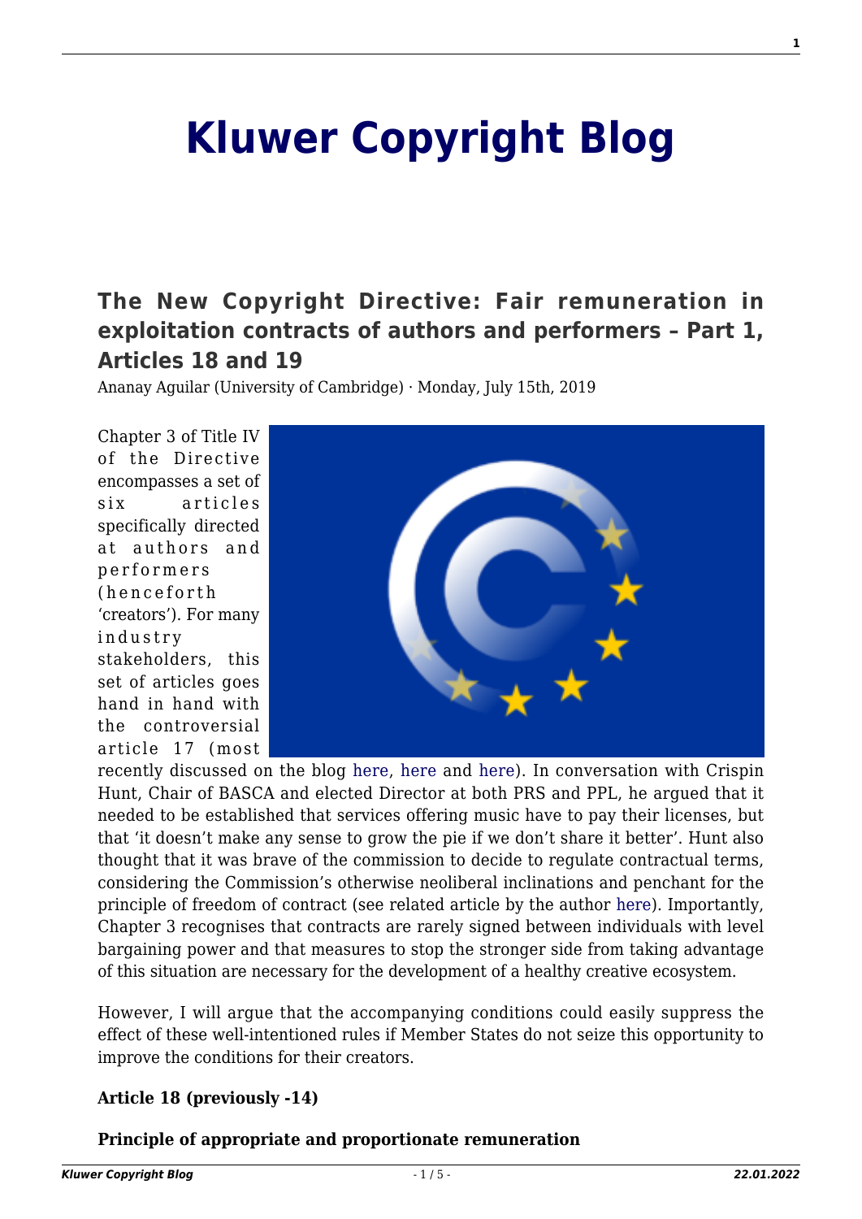# Kluwer Copyright Blog

## The New Copyright Directive: Fair remuneration in exploitation contracts of authors and performers – Part 1, Articles 18 and 19

Ananay Aguilar (University of Cambridge) · Monday, July 15th, 2019

Chapter 3 of Title IV of the Directive encompasses a set of six articles specifically directed at authors and performers (henceforth 'creators'). For many industry stakeholders, this set of articles goes hand in hand with the controversial article 17 (most recently discussed on the blog here, here and here). In conversation with Crispin Hunt, Chair of BASCA and elected Director at both PRS and PPL, he argued that it needed to be established that services offering music have to pay their licenses, but that 'it doesn't make any sense to grow the pie if we don't share it better'. Hunt also thought that it was brave of the commission to decide to regulate contractual terms, considering the Commission's otherwise neoliberal inclinations and penchant for the principle of freedom of contract (see related article by the author here). Importantly, Chapter 3 recognises that contracts are rarely signed between individuals with level bargaining power and that measures to stop the stronger side from taking advantage of this situation are necessary for the development of a healthy creative ecosystem.

However, I will argue that the accompanying conditions could easily suppress the effect of these well-intentioned rules if Member States do not seize this opportunity to improve the conditions for their creators.

**Article 18 (previously -14)**

**Principle of appropriate and proportionate remuneration**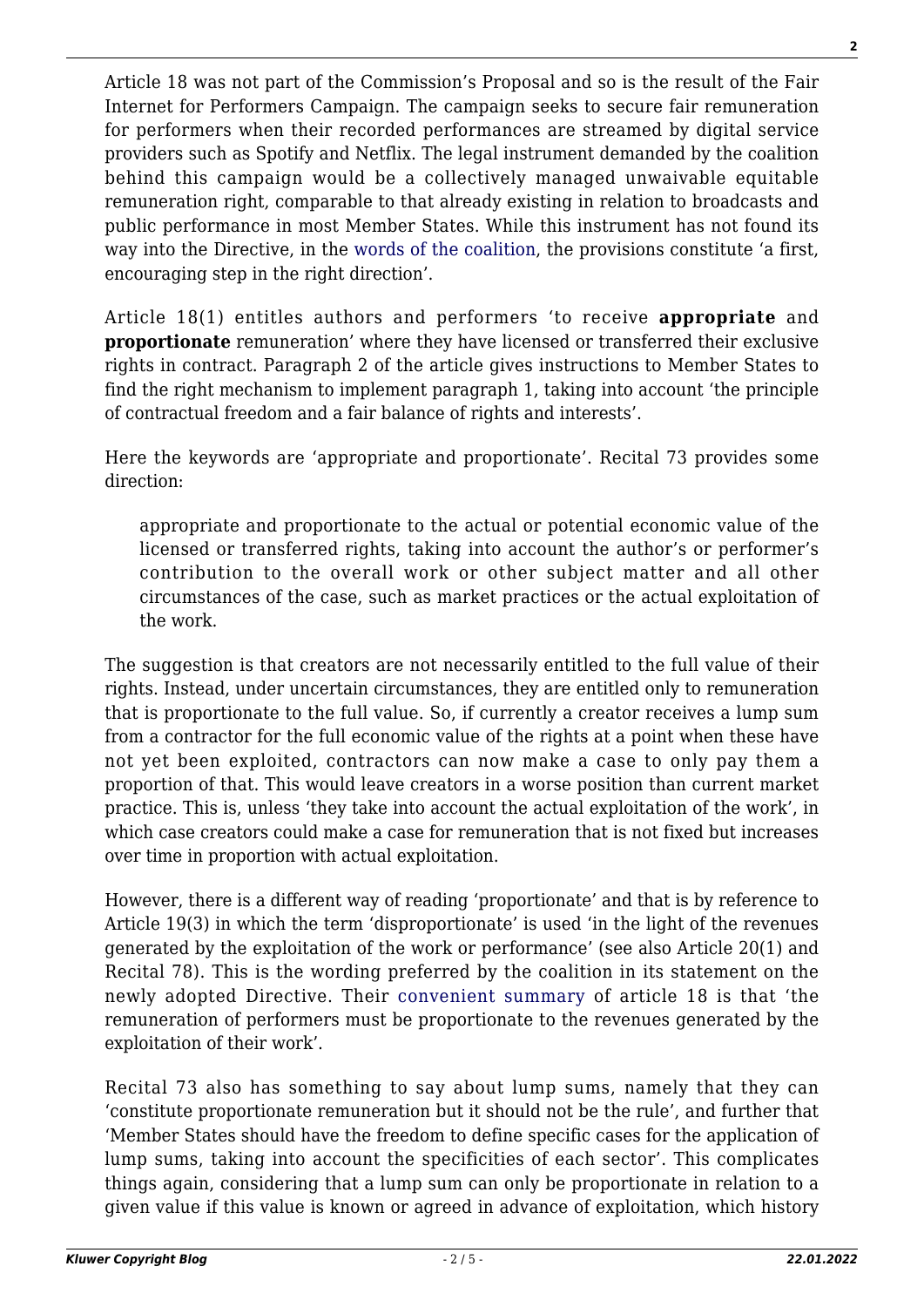Article 18 was not part of the Commission's Proposal and so is the result of the Fair Internet for Performers Campaign. The campaign seeks to secure fair remuneration for performers when their recorded performances are streamed by digital service providers such as Spotify and Netflix. The legal instrument demanded by the coalition behind this campaign would be a collectively managed unwaivable equitable remuneration right, comparable to that already existing in relation to broadcasts and public performance in most Member States. While this instrument has not found its way into the Directive, in the words of the coalition, the provisions constitute 'a first, encouraging step in the right direction'.

Article 18(1) entitles authors and performers 'to receive **appropriate** and **proportionate** remuneration' where they have licensed or transferred their exclusive rights in contract. Paragraph 2 of the article gives instructions to Member States to find the right mechanism to implement paragraph 1, taking into account 'the principle of contractual freedom and a fair balance of rights and interests'.

Here the keywords are 'appropriate and proportionate'. Recital 73 provides some direction:

> appropriate and proportionate to the actual or potential economic value of the licensed or transferred rights, taking into account the author's or performer's contribution to the overall work or other subject matter and all other circumstances of the case, such as market practices or the actual exploitation of the work.

The suggestion is that creators are not necessarily entitled to the full value of their rights. Instead, under uncertain circumstances, they are entitled only to remuneration that is proportionate to the full value. So, if currently a creator receives a lump sum from a contractor for the full economic value of the rights at a point when these have not yet been exploited, contractors can now make a case to only pay them a proportion of that. This would leave creators in a worse position than current market practice. This is, unless 'they take into account the actual exploitation of the work', in which case creators could make a case for remuneration that is not fixed but increases over time in proportion with actual exploitation.

However, there is a different way of reading 'proportionate' and that is by reference to Article 19(3) in which the term 'disproportionate' is used 'in the light of the revenues generated by the exploitation of the work or performance' (see also Article 20(1) and Recital 78). This is the wording preferred by the coalition in its statement on the newly adopted Directive. Their convenient summary of article 18 is that 'the remuneration of performers must be proportionate to the revenues generated by the exploitation of their work'.

Recital 73 also has something to say about lump sums, namely that they can 'constitute proportionate remuneration but it should not be the rule', and further that 'Member States should have the freedom to define specific cases for the application of lump sums, taking into account the specificities of each sector'. This complicates things again, considering that a lump sum can only be proportionate in relation to a given value if this value is known or agreed in advance of exploitation, which history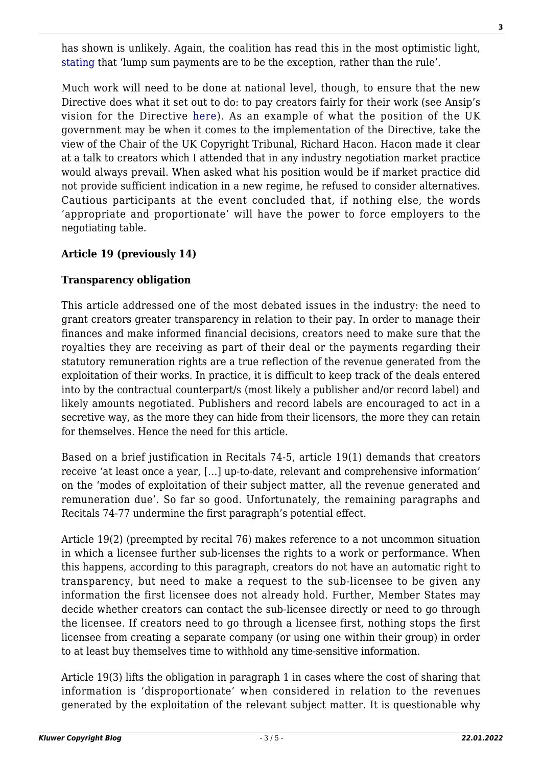has shown is unlikely. Again, the coalition has read this in the most optimistic light, stating that 'lump sum payments are to be the exception, rather than the rule'.

Much work will need to be done at national level, though, to ensure that the new Directive does what it set out to do: to pay creators fairly for their work (see Ansip's vision for the Directive here). As an example of what the position of the UK government may be when it comes to the implementation of the Directive, take the view of the Chair of the UK Copyright Tribunal, Richard Hacon. Hacon made it clear at a talk to creators which I attended that in any industry negotiation market practice would always prevail. When asked what his position would be if market practice did not provide sufficient indication in a new regime, he refused to consider alternatives. Cautious participants at the event concluded that, if nothing else, the words 'appropriate and proportionate' will have the power to force employers to the negotiating table.

**Article 19 (previously 14)**

**Transparency obligation**

This article addressed one of the most debated issues in the industry: the need to grant creators greater transparency in relation to their pay. In order to manage their finances and make informed financial decisions, creators need to make sure that the royalties they are receiving as part of their deal or the payments regarding their statutory remuneration rights are a true reflection of the revenue generated from the exploitation of their works. In practice, it is difficult to keep track of the deals entered into by the contractual counterpart/s (most likely a publisher and/or record label) and likely amounts negotiated. Publishers and record labels are encouraged to act in a secretive way, as the more they can hide from their licensors, the more they can retain for themselves. Hence the need for this article.

Based on a brief justification in Recitals 74-5, article 19(1) demands that creators receive 'at least once a year, […] up-to-date, relevant and comprehensive information' on the 'modes of exploitation of their subject matter, all the revenue generated and remuneration due'. So far so good. Unfortunately, the remaining paragraphs and Recitals 74-77 undermine the first paragraph's potential effect.

Article 19(2) (preempted by recital 76) makes reference to a not uncommon situation in which a licensee further sub-licenses the rights to a work or performance. When this happens, according to this paragraph, creators do not have an automatic right to transparency, but need to make a request to the sub-licensee to be given any information the first licensee does not already hold. Further, Member States may decide whether creators can contact the sub-licensee directly or need to go through the licensee. If creators need to go through a licensee first, nothing stops the first licensee from creating a separate company (or using one within their group) in order to at least buy themselves time to withhold any time-sensitive information.

Article 19(3) lifts the obligation in paragraph 1 in cases where the cost of sharing that information is 'disproportionate' when considered in relation to the revenues generated by the exploitation of the relevant subject matter. It is questionable why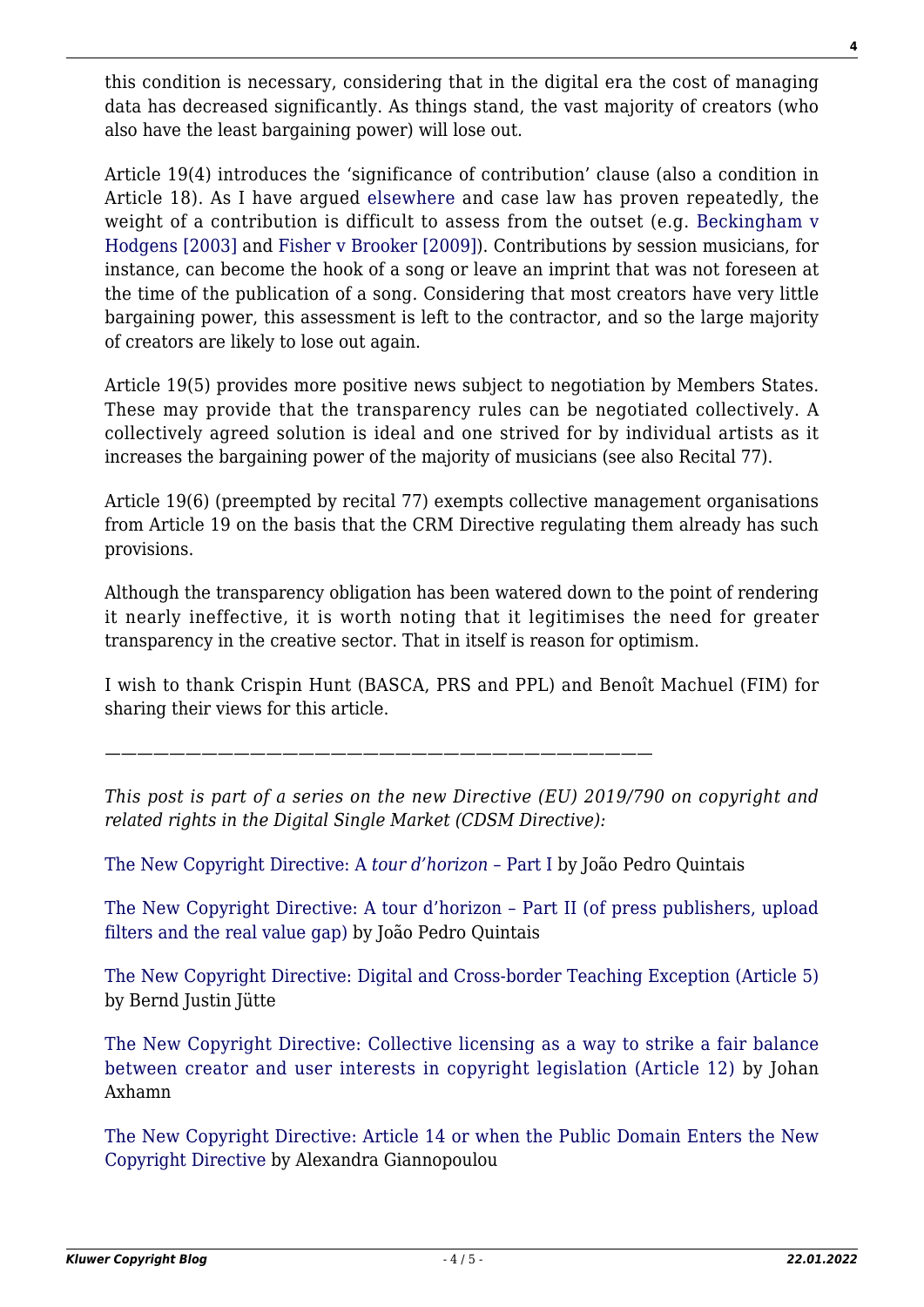this condition is necessary, considering that in the digital era the cost of managing data has decreased significantly. As things stand, the vast majority of creators (who also have the least bargaining power) will lose out.

Article 19(4) introduces the 'significance of contribution' clause (also a condition in Article 18). As I have argued elsewhere and case law has proven repeatedly, the weight of a contribution is difficult to assess from the outset (e.g. Beckingham v Hodgens [2003] and Fisher v Brooker [2009]). Contributions by session musicians, for instance, can become the hook of a song or leave an imprint that was not foreseen at the time of the publication of a song. Considering that most creators have very little bargaining power, this assessment is left to the contractor, and so the large majority of creators are likely to lose out again.

Article 19(5) provides more positive news subject to negotiation by Members States. These may provide that the transparency rules can be negotiated collectively. A collectively agreed solution is ideal and one strived for by individual artists as it increases the bargaining power of the majority of musicians (see also Recital 77).

Article 19(6) (preempted by recital 77) exempts collective management organisations from Article 19 on the basis that the CRM Directive regulating them already has such provisions.

Although the transparency obligation has been watered down to the point of rendering it nearly ineffective, it is worth noting that it legitimises the need for greater transparency in the creative sector. That in itself is reason for optimism.

I wish to thank Crispin Hunt (BASCA, PRS and PPL) and Benoît Machuel (FIM) for sharing their views for this article.

——————————————————————————————————

*This post is part of a series on the new Directive (EU) 2019/790 on copyright and related rights in the Digital Single Market (CDSM Directive):*

The New Copyright Directive: A *tour d'horizon* – Part I by João Pedro Quintais

The New Copyright Directive: A tour d'horizon – Part II (of press publishers, upload filters and the real value gap) by João Pedro Quintais

The New Copyright Directive: Digital and Cross-border Teaching Exception (Article 5) by Bernd Justin Jütte

The New Copyright Directive: Collective licensing as a way to strike a fair balance between creator and user interests in copyright legislation (Article 12) by Johan Axhamn

The New Copyright Directive: Article 14 or when the Public Domain Enters the New Copyright Directive by Alexandra Giannopoulou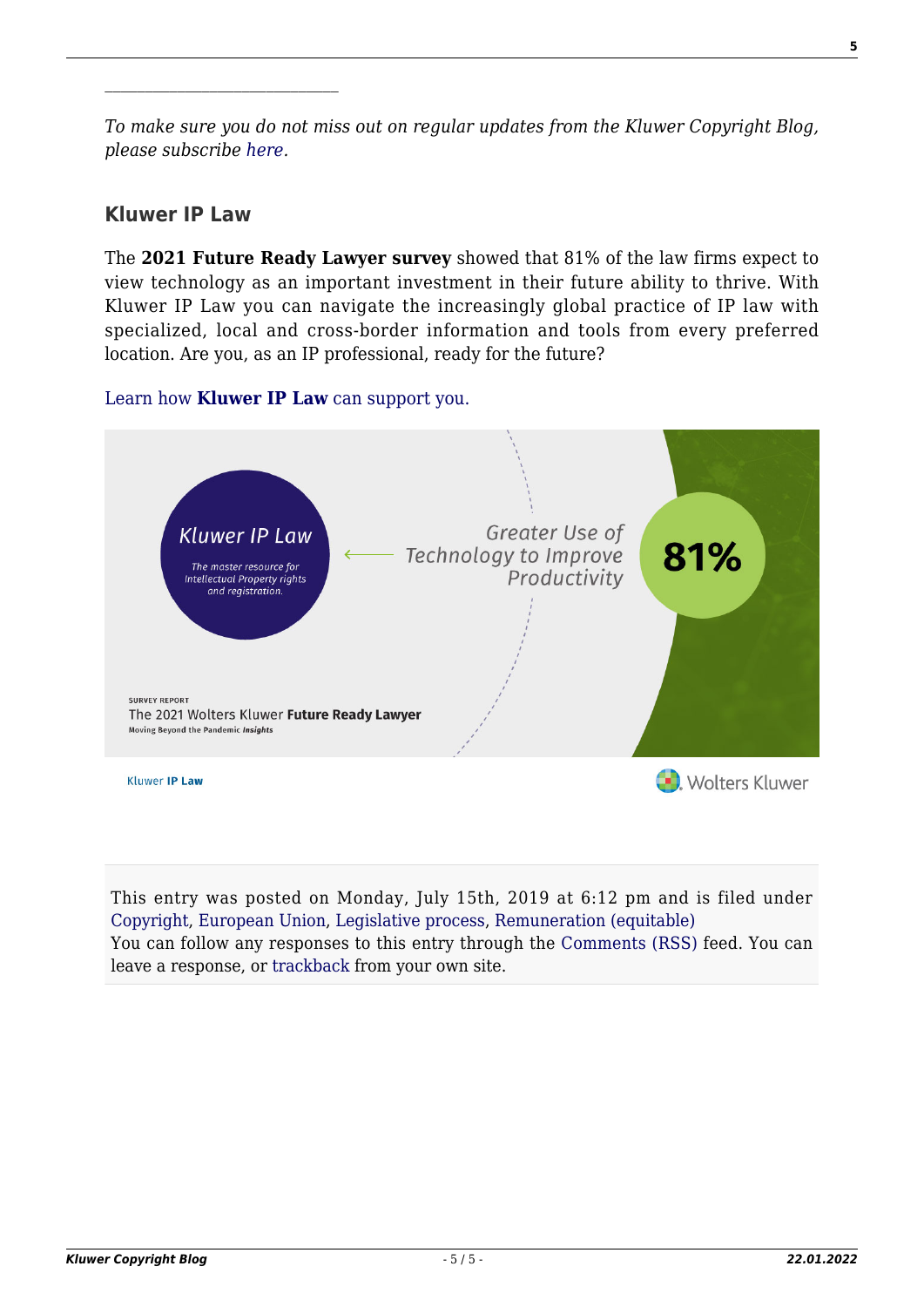---

*To make sure you do not miss out on regular updates from the Kluwer Copyright Blog, please subscribe here.*

### Kluwer IP Law

The **2021 Future Ready Lawyer survey** showed that 81% of the law firms expect to view technology as an important investment in their future ability to thrive. With Kluwer IP Law you can navigate the increasingly global practice of IP law with specialized, local and cross-border information and tools from every preferred location. Are you, as an IP professional, ready for the future?

Learn how **Kluwer IP Law** can support you.

Kluwer IP Law

The master resource for Intellectual Property rights and registration.

Greater Use of Technology to Improve Productivity

81%

SURVEY REPORT

The 2021 Wolters Kluwer **Future Ready Lawyer**

Moving Beyond the Pandemic *Insights*

Kluwer **IP Law**

Wolters Kluwer

This entry was posted on Monday, July 15th, 2019 at 6:12 pm and is filed under Copyright, European Union, Legislative process, Remuneration (equitable)
You can follow any responses to this entry through the Comments (RSS) feed. You can leave a response, or trackback from your own site.